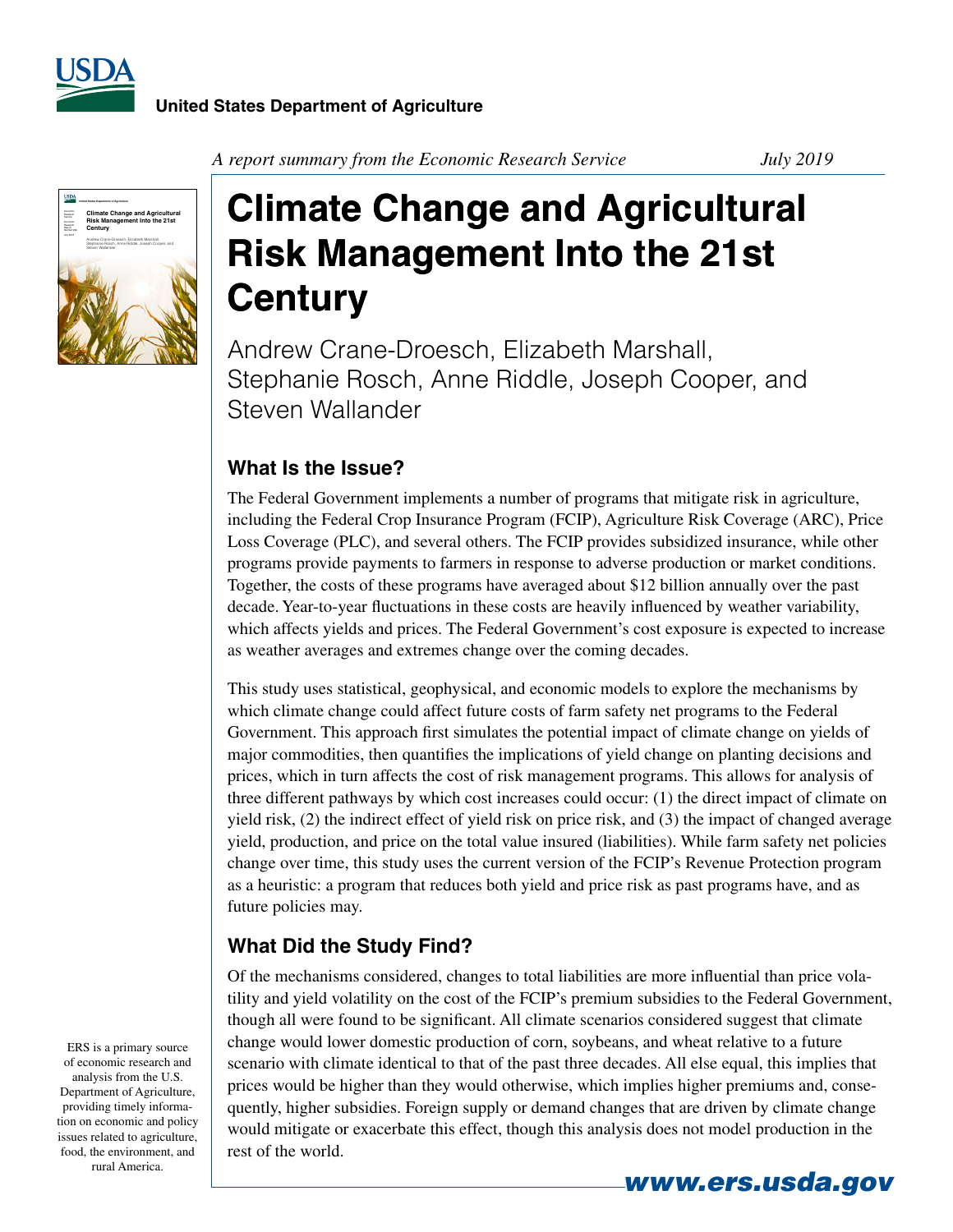**United States Department of Agriculture**

*A report summary from the Economic Research Service* *July 2019*

# Climate Change and Agricultural Risk Management Into the 21st Century

Andrew Crane-Droesch, Elizabeth Marshall, Stephanie Rosch, Anne Riddle, Joseph Cooper, and Steven Wallander

## What Is the Issue?

The Federal Government implements a number of programs that mitigate risk in agriculture, including the Federal Crop Insurance Program (FCIP), Agriculture Risk Coverage (ARC), Price Loss Coverage (PLC), and several others. The FCIP provides subsidized insurance, while other programs provide payments to farmers in response to adverse production or market conditions. Together, the costs of these programs have averaged about $12 billion annually over the past decade. Year-to-year fluctuations in these costs are heavily influenced by weather variability, which affects yields and prices. The Federal Government's cost exposure is expected to increase as weather averages and extremes change over the coming decades.

This study uses statistical, geophysical, and economic models to explore the mechanisms by which climate change could affect future costs of farm safety net programs to the Federal Government. This approach first simulates the potential impact of climate change on yields of major commodities, then quantifies the implications of yield change on planting decisions and prices, which in turn affects the cost of risk management programs. This allows for analysis of three different pathways by which cost increases could occur: (1) the direct impact of climate on yield risk, (2) the indirect effect of yield risk on price risk, and (3) the impact of changed average yield, production, and price on the total value insured (liabilities). While farm safety net policies change over time, this study uses the current version of the FCIP's Revenue Protection program as a heuristic: a program that reduces both yield and price risk as past programs have, and as future policies may.

## What Did the Study Find?

Of the mechanisms considered, changes to total liabilities are more influential than price volatility and yield volatility on the cost of the FCIP's premium subsidies to the Federal Government, though all were found to be significant. All climate scenarios considered suggest that climate change would lower domestic production of corn, soybeans, and wheat relative to a future scenario with climate identical to that of the past three decades. All else equal, this implies that prices would be higher than they would otherwise, which implies higher premiums and, consequently, higher subsidies. Foreign supply or demand changes that are driven by climate change would mitigate or exacerbate this effect, though this analysis does not model production in the rest of the world.

ERS is a primary source of economic research and analysis from the U.S. Department of Agriculture, providing timely information on economic and policy issues related to agriculture, food, the environment, and rural America.

**www.ers.usda.gov**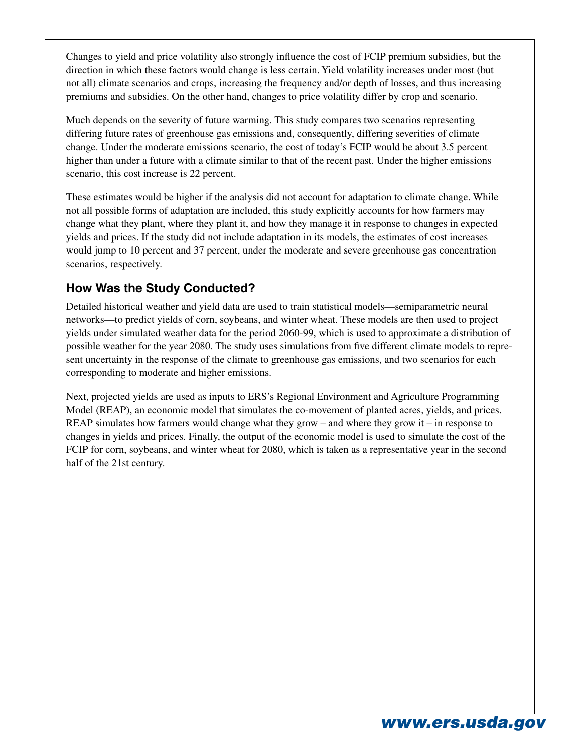Changes to yield and price volatility also strongly influence the cost of FCIP premium subsidies, but the direction in which these factors would change is less certain. Yield volatility increases under most (but not all) climate scenarios and crops, increasing the frequency and/or depth of losses, and thus increasing premiums and subsidies. On the other hand, changes to price volatility differ by crop and scenario.

Much depends on the severity of future warming. This study compares two scenarios representing differing future rates of greenhouse gas emissions and, consequently, differing severities of climate change. Under the moderate emissions scenario, the cost of today's FCIP would be about 3.5 percent higher than under a future with a climate similar to that of the recent past. Under the higher emissions scenario, this cost increase is 22 percent.

These estimates would be higher if the analysis did not account for adaptation to climate change. While not all possible forms of adaptation are included, this study explicitly accounts for how farmers may change what they plant, where they plant it, and how they manage it in response to changes in expected yields and prices. If the study did not include adaptation in its models, the estimates of cost increases would jump to 10 percent and 37 percent, under the moderate and severe greenhouse gas concentration scenarios, respectively.

## How Was the Study Conducted?

Detailed historical weather and yield data are used to train statistical models—semiparametric neural networks—to predict yields of corn, soybeans, and winter wheat. These models are then used to project yields under simulated weather data for the period 2060-99, which is used to approximate a distribution of possible weather for the year 2080. The study uses simulations from five different climate models to represent uncertainty in the response of the climate to greenhouse gas emissions, and two scenarios for each corresponding to moderate and higher emissions.

Next, projected yields are used as inputs to ERS's Regional Environment and Agriculture Programming Model (REAP), an economic model that simulates the co-movement of planted acres, yields, and prices. REAP simulates how farmers would change what they grow – and where they grow it – in response to changes in yields and prices. Finally, the output of the economic model is used to simulate the cost of the FCIP for corn, soybeans, and winter wheat for 2080, which is taken as a representative year in the second half of the 21st century.